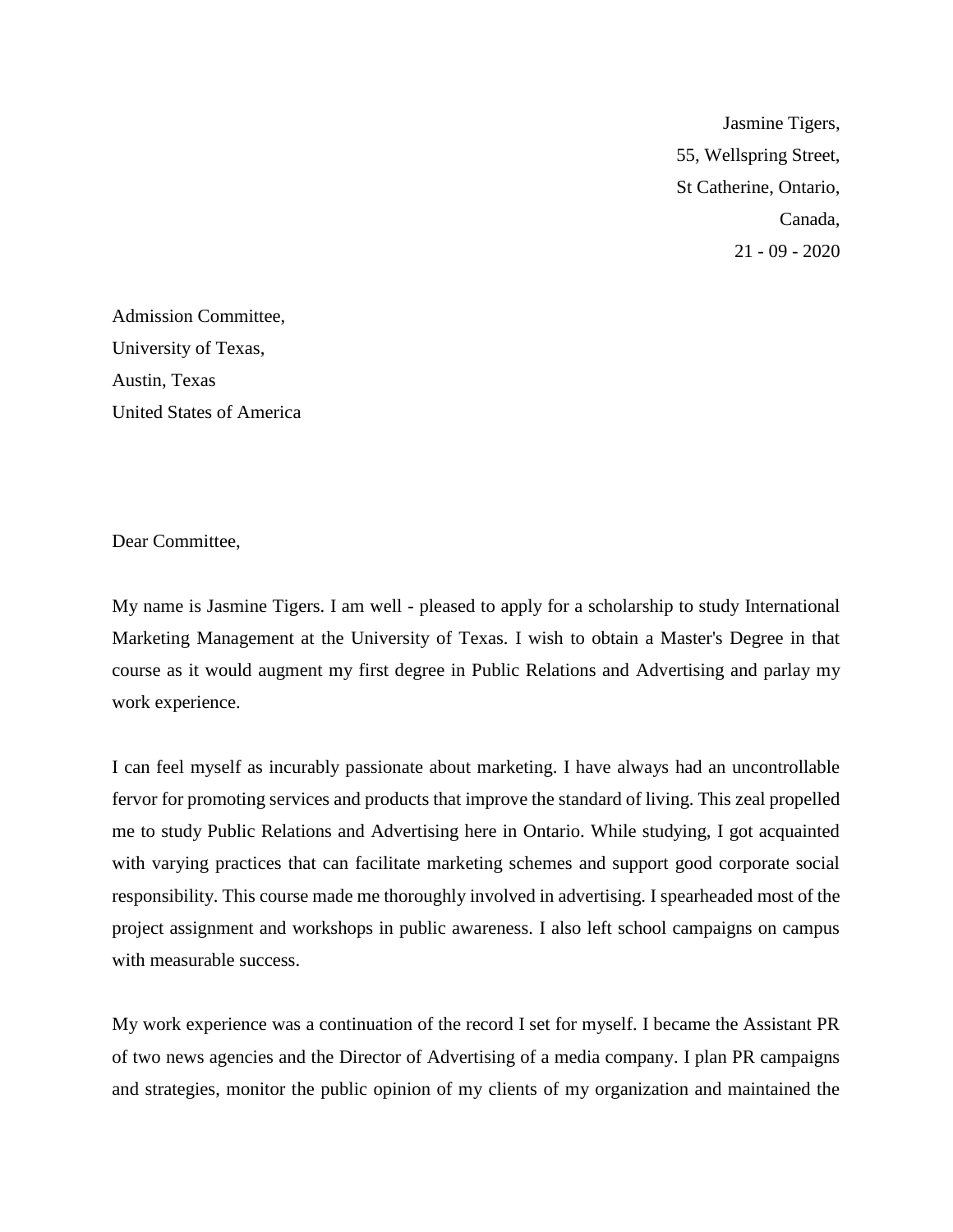Jasmine Tigers,  
55, Wellspring Street,  
St Catherine, Ontario,  
Canada,  
21 - 09 - 2020

Admission Committee,  
University of Texas,  
Austin, Texas  
United States of America

Dear Committee,

My name is Jasmine Tigers. I am well - pleased to apply for a scholarship to study International Marketing Management at the University of Texas. I wish to obtain a Master's Degree in that course as it would augment my first degree in Public Relations and Advertising and parlay my work experience.

I can feel myself as incurably passionate about marketing. I have always had an uncontrollable fervor for promoting services and products that improve the standard of living. This zeal propelled me to study Public Relations and Advertising here in Ontario. While studying, I got acquainted with varying practices that can facilitate marketing schemes and support good corporate social responsibility. This course made me thoroughly involved in advertising. I spearheaded most of the project assignment and workshops in public awareness. I also left school campaigns on campus with measurable success.

My work experience was a continuation of the record I set for myself. I became the Assistant PR of two news agencies and the Director of Advertising of a media company. I plan PR campaigns and strategies, monitor the public opinion of my clients of my organization and maintained the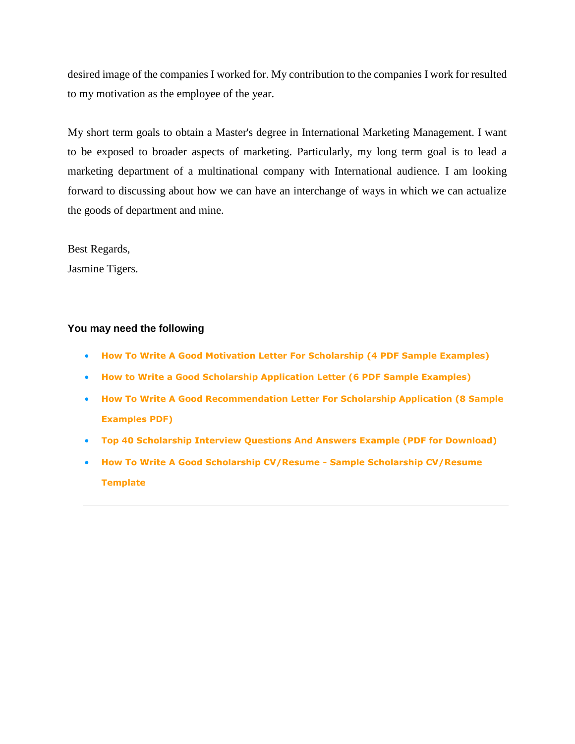desired image of the companies I worked for. My contribution to the companies I work for resulted to my motivation as the employee of the year.

My short term goals to obtain a Master's degree in International Marketing Management. I want to be exposed to broader aspects of marketing. Particularly, my long term goal is to lead a marketing department of a multinational company with International audience. I am looking forward to discussing about how we can have an interchange of ways in which we can actualize the goods of department and mine.

Best Regards,
Jasmine Tigers.

### You may need the following

- **How To Write A Good Motivation Letter For Scholarship (4 PDF Sample Examples)**
- **How to Write a Good Scholarship Application Letter (6 PDF Sample Examples)**
- **How To Write A Good Recommendation Letter For Scholarship Application (8 Sample Examples PDF)**
- **Top 40 Scholarship Interview Questions And Answers Example (PDF for Download)**
- **How To Write A Good Scholarship CV/Resume - Sample Scholarship CV/Resume Template**